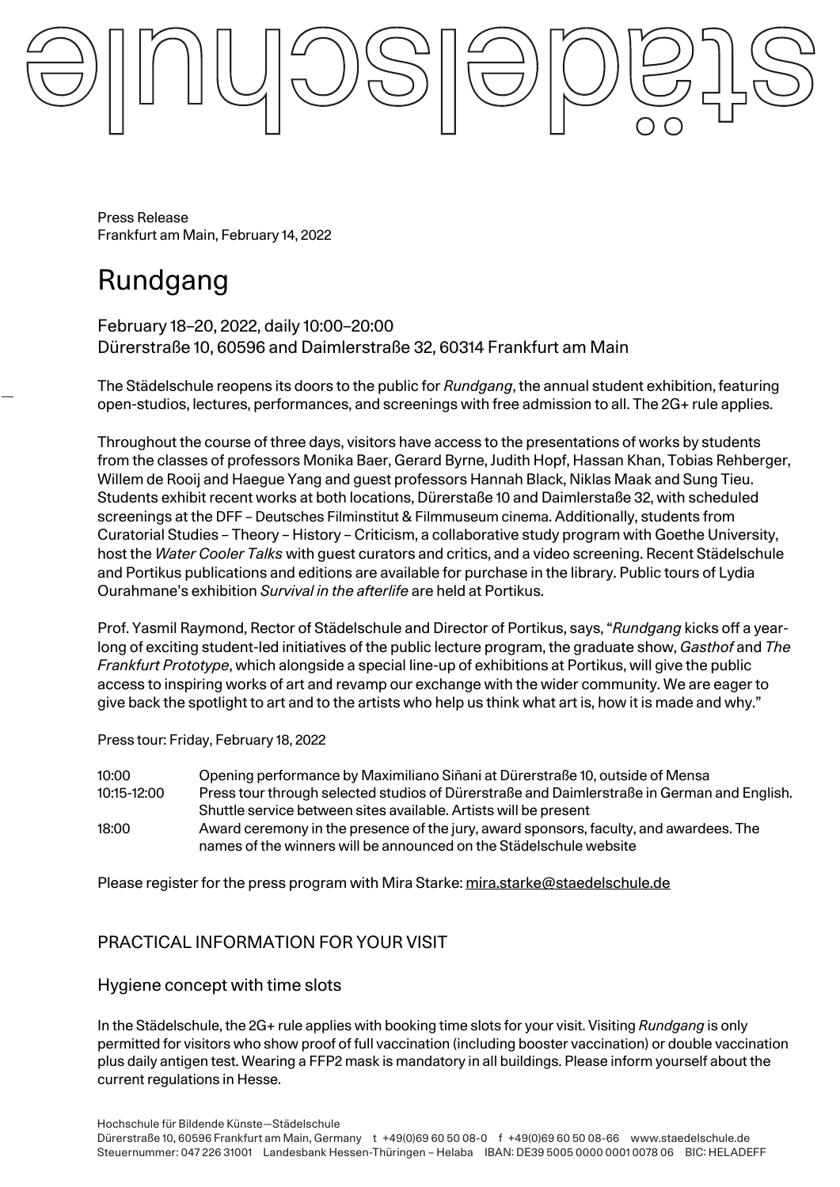städelschule

Press Release
Frankfurt am Main, February 14, 2022

# Rundgang

February 18–20, 2022, daily 10:00–20:00
Dürerstraße 10, 60596 and Daimlerstraße 32, 60314 Frankfurt am Main

The Städelschule reopens its doors to the public for *Rundgang*, the annual student exhibition, featuring open-studios, lectures, performances, and screenings with free admission to all. The 2G+ rule applies.

Throughout the course of three days, visitors have access to the presentations of works by students from the classes of professors Monika Baer, Gerard Byrne, Judith Hopf, Hassan Khan, Tobias Rehberger, Willem de Rooij and Haegue Yang and guest professors Hannah Black, Niklas Maak and Sung Tieu. Students exhibit recent works at both locations, Dürerstaße 10 and Daimlerstaße 32, with scheduled screenings at the DFF – Deutsches Filminstitut & Filmmuseum cinema. Additionally, students from Curatorial Studies – Theory – History – Criticism, a collaborative study program with Goethe University, host the *Water Cooler Talks* with guest curators and critics, and a video screening. Recent Städelschule and Portikus publications and editions are available for purchase in the library. Public tours of Lydia Ourahmane's exhibition *Survival in the afterlife* are held at Portikus.

Prof. Yasmil Raymond, Rector of Städelschule and Director of Portikus, says, "*Rundgang* kicks off a year-long of exciting student-led initiatives of the public lecture program, the graduate show, *Gasthof* and *The Frankfurt Prototype*, which alongside a special line-up of exhibitions at Portikus, will give the public access to inspiring works of art and revamp our exchange with the wider community. We are eager to give back the spotlight to art and to the artists who help us think what art is, how it is made and why."

Press tour: Friday, February 18, 2022

| | |
|---|---|
| 10:00 | Opening performance by Maximiliano Siñani at Dürerstraße 10, outside of Mensa |
| 10:15-12:00 | Press tour through selected studios of Dürerstraße and Daimlerstraße in German and English. Shuttle service between sites available. Artists will be present |
| 18:00 | Award ceremony in the presence of the jury, award sponsors, faculty, and awardees. The names of the winners will be announced on the Städelschule website |

Please register for the press program with Mira Starke: mira.starke@staedelschule.de

## PRACTICAL INFORMATION FOR YOUR VISIT

### Hygiene concept with time slots

In the Städelschule, the 2G+ rule applies with booking time slots for your visit. Visiting *Rundgang* is only permitted for visitors who show proof of full vaccination (including booster vaccination) or double vaccination plus daily antigen test. Wearing a FFP2 mask is mandatory in all buildings. Please inform yourself about the current regulations in Hesse.

Hochschule für Bildende Künste—Städelschule
Dürerstraße 10, 60596 Frankfurt am Main, Germany t +49(0)69 60 50 08-0 f +49(0)69 60 50 08-66 www.staedelschule.de
Steuernummer: 047 226 31001 Landesbank Hessen-Thüringen – Helaba IBAN: DE39 5005 0000 0001 0078 06 BIC: HELADEFF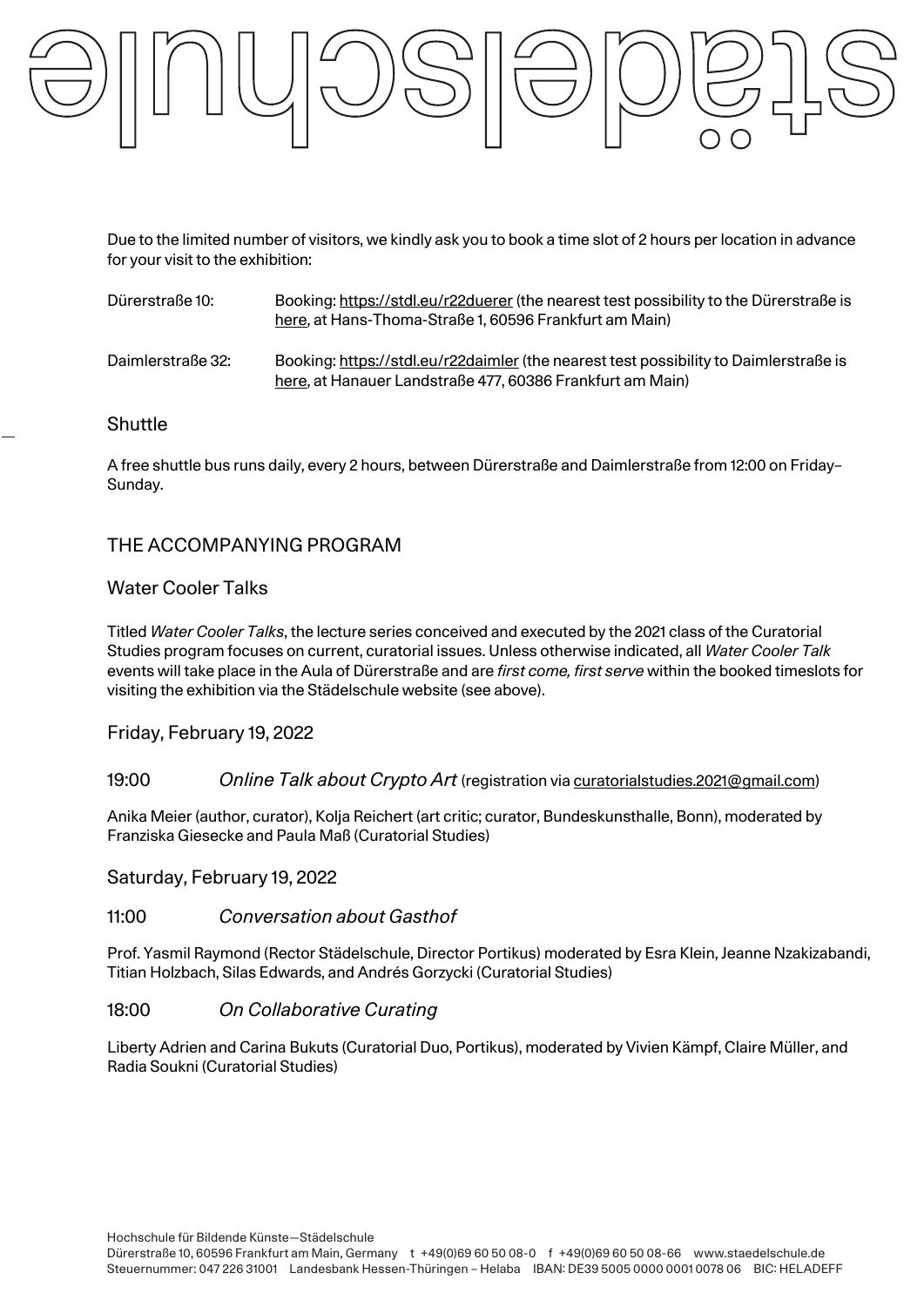Due to the limited number of visitors, we kindly ask you to book a time slot of 2 hours per location in advance for your visit to the exhibition:

Dürerstraße 10: Booking: https://stdl.eu/r22duerer (the nearest test possibility to the Dürerstraße is here, at Hans-Thoma-Straße 1, 60596 Frankfurt am Main)

Daimlerstraße 32: Booking: https://stdl.eu/r22daimler (the nearest test possibility to Daimlerstraße is here, at Hanauer Landstraße 477, 60386 Frankfurt am Main)

## Shuttle

A free shuttle bus runs daily, every 2 hours, between Dürerstraße and Daimlerstraße from 12:00 on Friday–Sunday.

## THE ACCOMPANYING PROGRAM

### Water Cooler Talks

Titled *Water Cooler Talks*, the lecture series conceived and executed by the 2021 class of the Curatorial Studies program focuses on current, curatorial issues. Unless otherwise indicated, all *Water Cooler Talk* events will take place in the Aula of Dürerstraße and are *first come, first serve* within the booked timeslots for visiting the exhibition via the Städelschule website (see above).

### Friday, February 19, 2022

19:00 *Online Talk about Crypto Art* (registration via curatorialstudies.2021@gmail.com)

Anika Meier (author, curator), Kolja Reichert (art critic; curator, Bundeskunsthalle, Bonn), moderated by Franziska Giesecke and Paula Maß (Curatorial Studies)

### Saturday, February 19, 2022

11:00 *Conversation about Gasthof*

Prof. Yasmil Raymond (Rector Städelschule, Director Portikus) moderated by Esra Klein, Jeanne Nzakizabandi, Titian Holzbach, Silas Edwards, and Andrés Gorzycki (Curatorial Studies)

18:00 *On Collaborative Curating*

Liberty Adrien and Carina Bukuts (Curatorial Duo, Portikus), moderated by Vivien Kämpf, Claire Müller, and Radia Soukni (Curatorial Studies)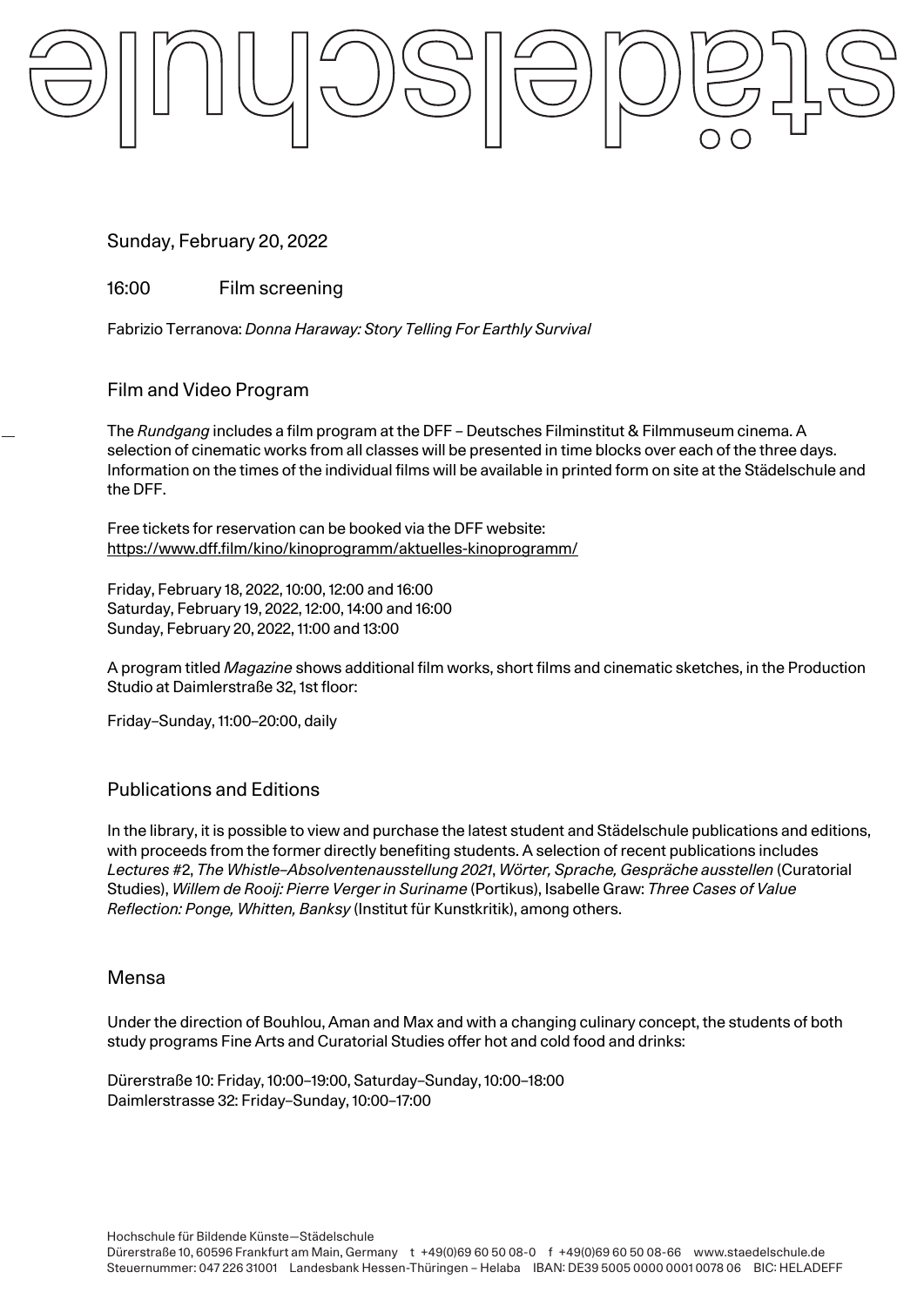Sunday, February 20, 2022

16:00 Film screening

Fabrizio Terranova: *Donna Haraway: Story Telling For Earthly Survival*

## Film and Video Program

The *Rundgang* includes a film program at the DFF – Deutsches Filminstitut & Filmmuseum cinema. A selection of cinematic works from all classes will be presented in time blocks over each of the three days. Information on the times of the individual films will be available in printed form on site at the Städelschule and the DFF.

Free tickets for reservation can be booked via the DFF website:
https://www.dff.film/kino/kinoprogramm/aktuelles-kinoprogramm/

Friday, February 18, 2022, 10:00, 12:00 and 16:00
Saturday, February 19, 2022, 12:00, 14:00 and 16:00
Sunday, February 20, 2022, 11:00 and 13:00

A program titled *Magazine* shows additional film works, short films and cinematic sketches, in the Production Studio at Daimlerstraße 32, 1st floor:

Friday–Sunday, 11:00–20:00, daily

## Publications and Editions

In the library, it is possible to view and purchase the latest student and Städelschule publications and editions, with proceeds from the former directly benefiting students. A selection of recent publications includes *Lectures #2*, *The Whistle–Absolventenausstellung 2021*, *Wörter, Sprache, Gespräche ausstellen* (Curatorial Studies), *Willem de Rooij: Pierre Verger in Suriname* (Portikus), Isabelle Graw: *Three Cases of Value Reflection: Ponge, Whitten, Banksy* (Institut für Kunstkritik), among others.

## Mensa

Under the direction of Bouhlou, Aman and Max and with a changing culinary concept, the students of both study programs Fine Arts and Curatorial Studies offer hot and cold food and drinks:

Dürerstraße 10: Friday, 10:00–19:00, Saturday–Sunday, 10:00–18:00
Daimlerstrasse 32: Friday–Sunday, 10:00–17:00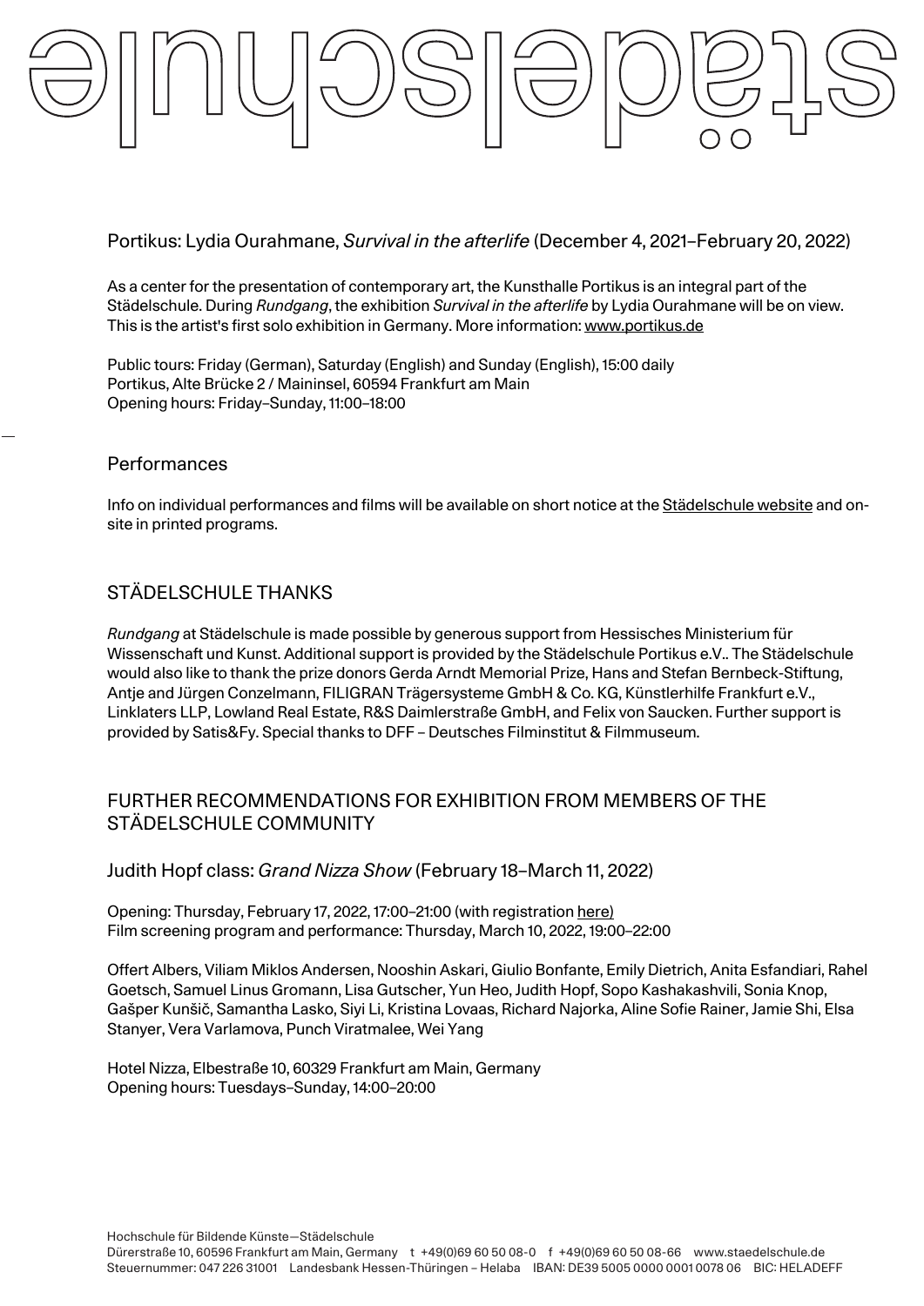Portikus: Lydia Ourahmane, *Survival in the afterlife* (December 4, 2021–February 20, 2022)

As a center for the presentation of contemporary art, the Kunsthalle Portikus is an integral part of the Städelschule. During *Rundgang*, the exhibition *Survival in the afterlife* by Lydia Ourahmane will be on view. This is the artist's first solo exhibition in Germany. More information: www.portikus.de

Public tours: Friday (German), Saturday (English) and Sunday (English), 15:00 daily
Portikus, Alte Brücke 2 / Maininsel, 60594 Frankfurt am Main
Opening hours: Friday–Sunday, 11:00–18:00

—

## Performances

Info on individual performances and films will be available on short notice at the Städelschule website and on-site in printed programs.

## STÄDELSCHULE THANKS

*Rundgang* at Städelschule is made possible by generous support from Hessisches Ministerium für Wissenschaft und Kunst. Additional support is provided by the Städelschule Portikus e.V.. The Städelschule would also like to thank the prize donors Gerda Arndt Memorial Prize, Hans and Stefan Bernbeck-Stiftung, Antje and Jürgen Conzelmann, FILIGRAN Trägersysteme GmbH & Co. KG, Künstlerhilfe Frankfurt e.V., Linklaters LLP, Lowland Real Estate, R&S Daimlerstraße GmbH, and Felix von Saucken. Further support is provided by Satis&Fy. Special thanks to DFF – Deutsches Filminstitut & Filmmuseum.

## FURTHER RECOMMENDATIONS FOR EXHIBITION FROM MEMBERS OF THE STÄDELSCHULE COMMUNITY

Judith Hopf class: *Grand Nizza Show* (February 18–March 11, 2022)

Opening: Thursday, February 17, 2022, 17:00–21:00 (with registration here)
Film screening program and performance: Thursday, March 10, 2022, 19:00–22:00

Offert Albers, Viliam Miklos Andersen, Nooshin Askari, Giulio Bonfante, Emily Dietrich, Anita Esfandiari, Rahel Goetsch, Samuel Linus Gromann, Lisa Gutscher, Yun Heo, Judith Hopf, Sopo Kashakashvili, Sonia Knop, Gašper Kunšič, Samantha Lasko, Siyi Li, Kristina Lovaas, Richard Najorka, Aline Sofie Rainer, Jamie Shi, Elsa Stanyer, Vera Varlamova, Punch Viratmalee, Wei Yang

Hotel Nizza, Elbestraße 10, 60329 Frankfurt am Main, Germany
Opening hours: Tuesdays–Sunday, 14:00–20:00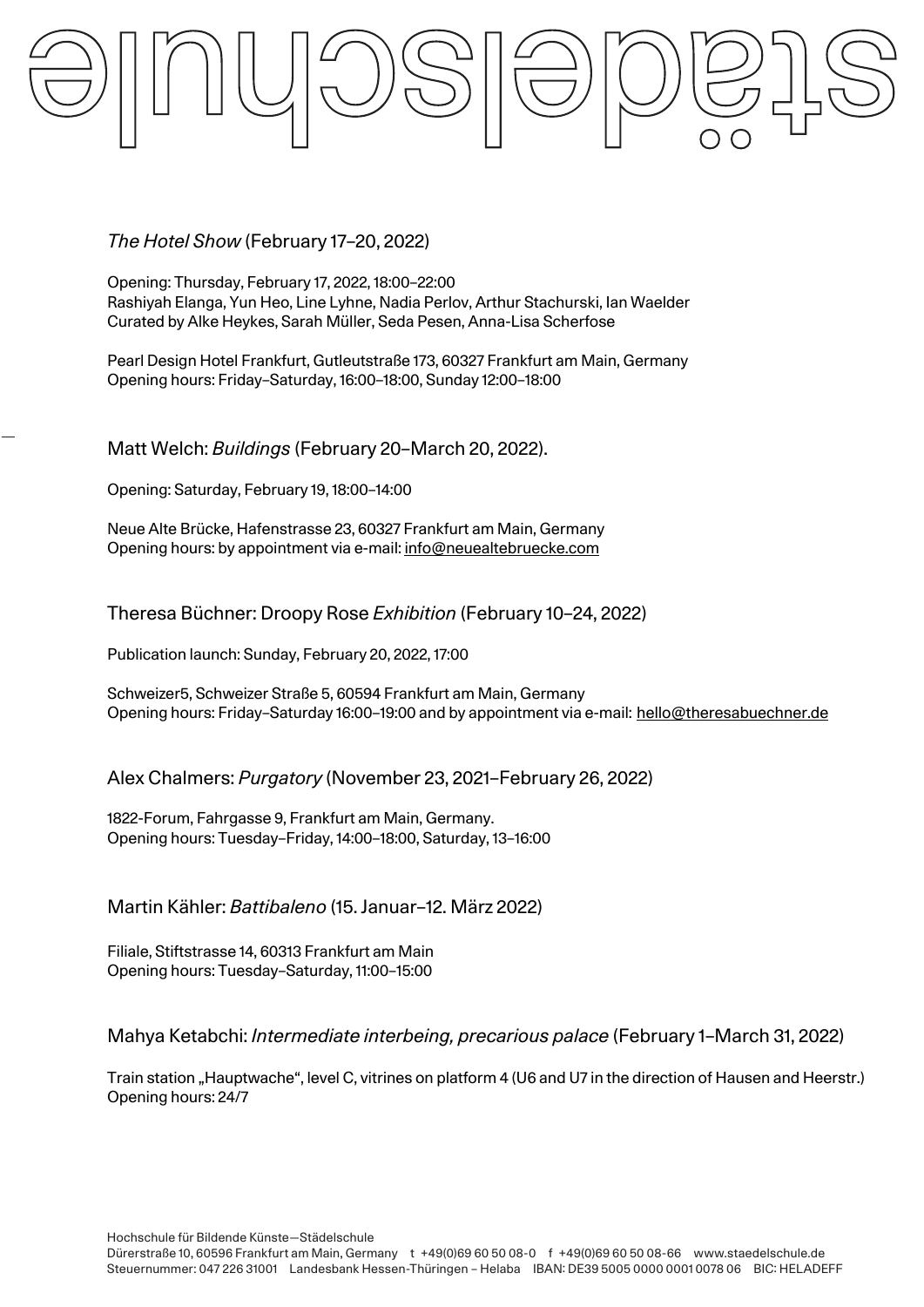*The Hotel Show* (February 17–20, 2022)

Opening: Thursday, February 17, 2022, 18:00–22:00
Rashiyah Elanga, Yun Heo, Line Lyhne, Nadia Perlov, Arthur Stachurski, Ian Waelder
Curated by Alke Heykes, Sarah Müller, Seda Pesen, Anna-Lisa Scherfose

Pearl Design Hotel Frankfurt, Gutleutstraße 173, 60327 Frankfurt am Main, Germany
Opening hours: Friday–Saturday, 16:00–18:00, Sunday 12:00–18:00

Matt Welch: *Buildings* (February 20–March 20, 2022).

Opening: Saturday, February 19, 18:00–14:00

Neue Alte Brücke, Hafenstrasse 23, 60327 Frankfurt am Main, Germany
Opening hours: by appointment via e-mail: info@neuealtebruecke.com

Theresa Büchner: Droopy Rose *Exhibition* (February 10–24, 2022)

Publication launch: Sunday, February 20, 2022, 17:00

Schweizer5, Schweizer Straße 5, 60594 Frankfurt am Main, Germany
Opening hours: Friday–Saturday 16:00–19:00 and by appointment via e-mail: hello@theresabuechner.de

Alex Chalmers: *Purgatory* (November 23, 2021–February 26, 2022)

1822-Forum, Fahrgasse 9, Frankfurt am Main, Germany.
Opening hours: Tuesday–Friday, 14:00–18:00, Saturday, 13–16:00

Martin Kähler: *Battibaleno* (15. Januar–12. März 2022)

Filiale, Stiftstrasse 14, 60313 Frankfurt am Main
Opening hours: Tuesday–Saturday, 11:00–15:00

Mahya Ketabchi: *Intermediate interbeing, precarious palace* (February 1–March 31, 2022)

Train station „Hauptwache", level C, vitrines on platform 4 (U6 and U7 in the direction of Hausen and Heerstr.)
Opening hours: 24/7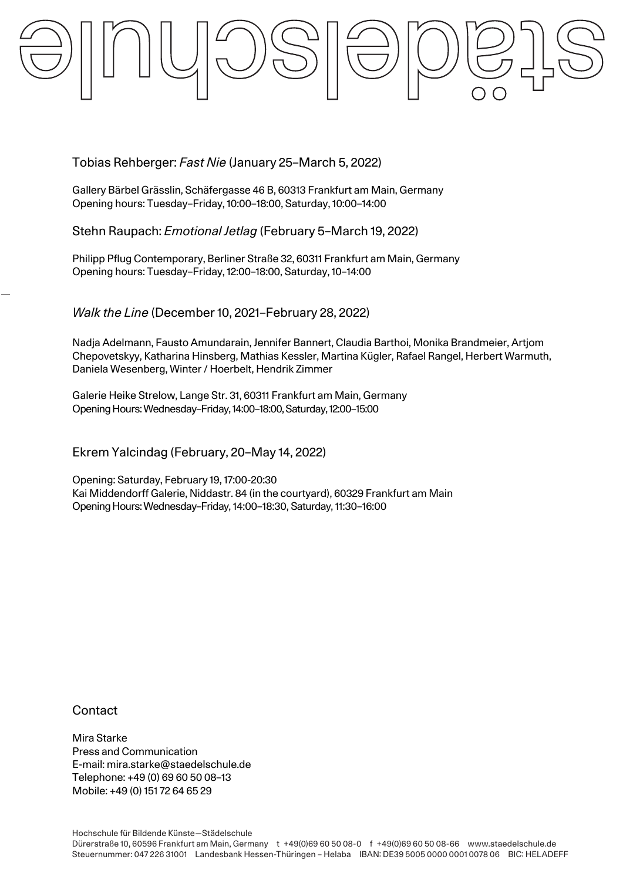Tobias Rehberger: *Fast Nie* (January 25–March 5, 2022)

Gallery Bärbel Grässlin, Schäfergasse 46 B, 60313 Frankfurt am Main, Germany
Opening hours: Tuesday–Friday, 10:00–18:00, Saturday, 10:00–14:00

Stehn Raupach: *Emotional Jetlag* (February 5–March 19, 2022)

Philipp Pflug Contemporary, Berliner Straße 32, 60311 Frankfurt am Main, Germany
Opening hours: Tuesday–Friday, 12:00–18:00, Saturday, 10–14:00

*Walk the Line* (December 10, 2021–February 28, 2022)

Nadja Adelmann, Fausto Amundarain, Jennifer Bannert, Claudia Barthoi, Monika Brandmeier, Artjom Chepovetskyy, Katharina Hinsberg, Mathias Kessler, Martina Kügler, Rafael Rangel, Herbert Warmuth, Daniela Wesenberg, Winter / Hoerbelt, Hendrik Zimmer

Galerie Heike Strelow, Lange Str. 31, 60311 Frankfurt am Main, Germany
Opening Hours: Wednesday–Friday, 14:00–18:00, Saturday, 12:00–15:00

Ekrem Yalcindag (February, 20–May 14, 2022)

Opening: Saturday, February 19, 17:00-20:30
Kai Middendorff Galerie, Niddastr. 84 (in the courtyard), 60329 Frankfurt am Main
Opening Hours: Wednesday–Friday, 14:00–18:30, Saturday, 11:30–16:00

Contact

Mira Starke
Press and Communication
E-mail: mira.starke@staedelschule.de
Telephone: +49 (0) 69 60 50 08–13
Mobile: +49 (0) 151 72 64 65 29

Hochschule für Bildende Künste—Städelschule
Dürerstraße 10, 60596 Frankfurt am Main, Germany t +49(0)69 60 50 08-0 f +49(0)69 60 50 08-66 www.staedelschule.de
Steuernummer: 047 226 31001 Landesbank Hessen-Thüringen – Helaba IBAN: DE39 5005 0000 0001 0078 06 BIC: HELADEFF